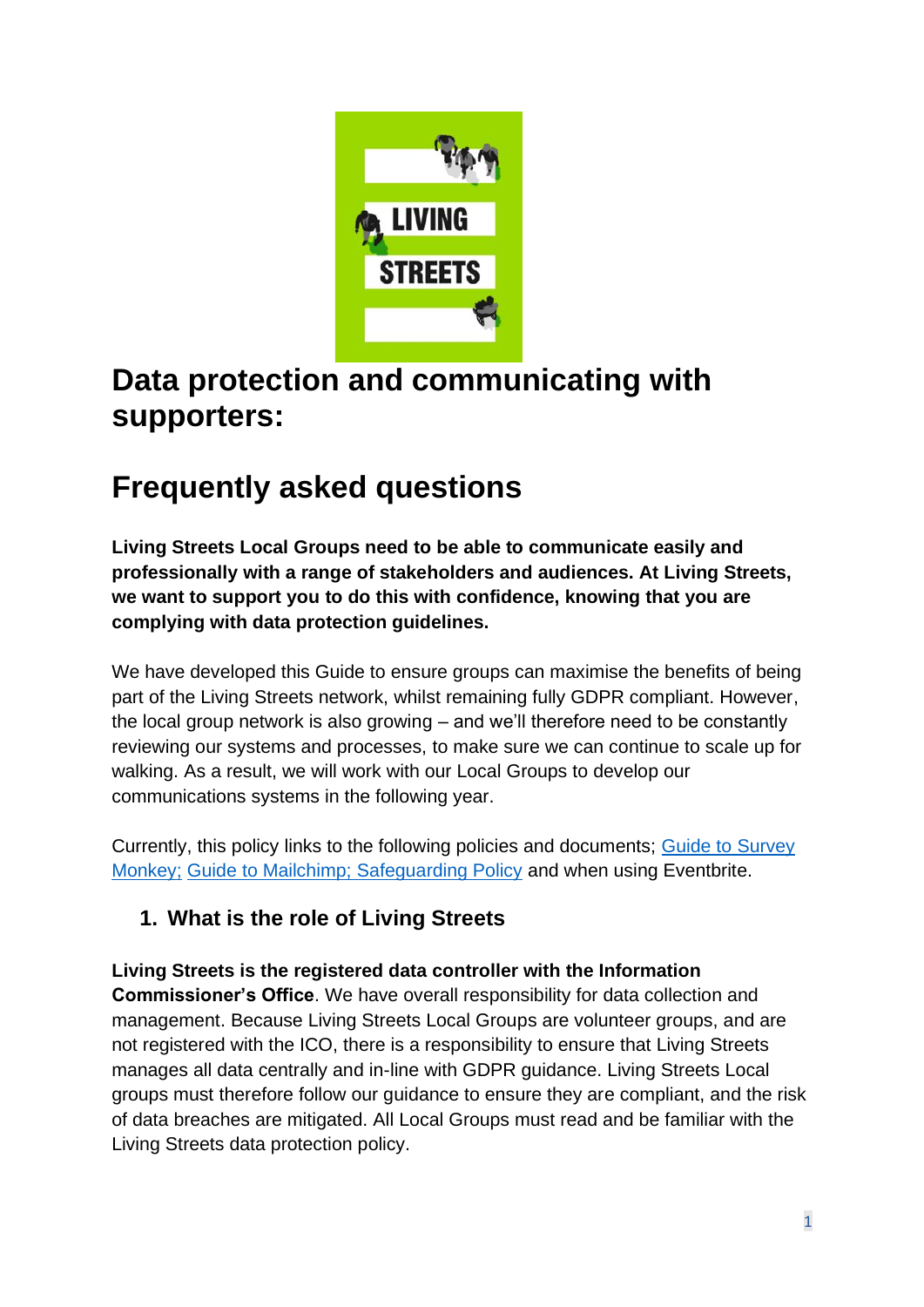# Data protection and communicating with supporters:

# Frequently asked questions

**Living Streets Local Groups need to be able to communicate easily and professionally with a range of stakeholders and audiences. At Living Streets, we want to support you to do this with confidence, knowing that you are complying with data protection guidelines.**

We have developed this Guide to ensure groups can maximise the benefits of being part of the Living Streets network, whilst remaining fully GDPR compliant. However, the local group network is also growing – and we'll therefore need to be constantly reviewing our systems and processes, to make sure we can continue to scale up for walking. As a result, we will work with our Local Groups to develop our communications systems in the following year.

Currently, this policy links to the following policies and documents; Guide to Survey Monkey; Guide to Mailchimp; Safeguarding Policy and when using Eventbrite.

## 1. What is the role of Living Streets

**Living Streets is the registered data controller with the Information Commissioner's Office**. We have overall responsibility for data collection and management. Because Living Streets Local Groups are volunteer groups, and are not registered with the ICO, there is a responsibility to ensure that Living Streets manages all data centrally and in-line with GDPR guidance. Living Streets Local groups must therefore follow our guidance to ensure they are compliant, and the risk of data breaches are mitigated. All Local Groups must read and be familiar with the Living Streets data protection policy.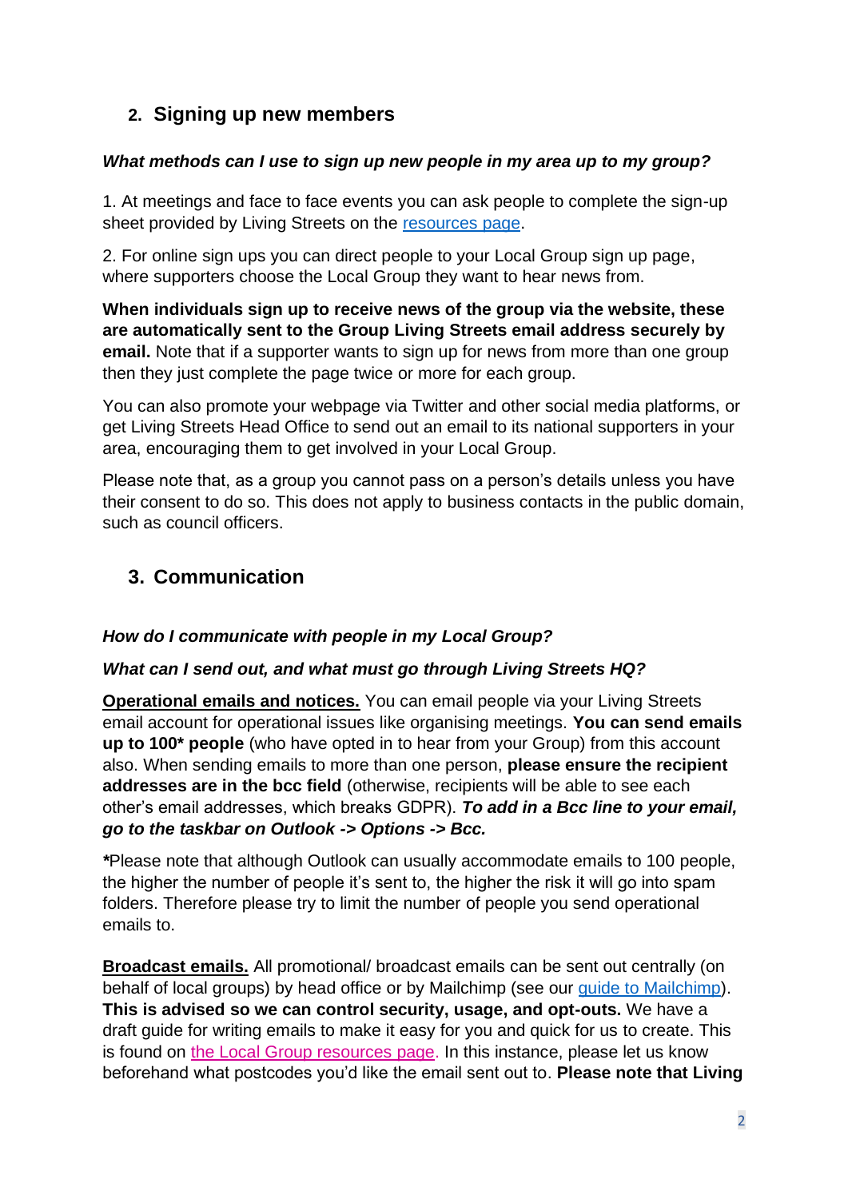## 2. Signing up new members

***What methods can I use to sign up new people in my area up to my group?***

1. At meetings and face to face events you can ask people to complete the sign-up sheet provided by Living Streets on the resources page.

2. For online sign ups you can direct people to your Local Group sign up page, where supporters choose the Local Group they want to hear news from.

**When individuals sign up to receive news of the group via the website, these are automatically sent to the Group Living Streets email address securely by email.** Note that if a supporter wants to sign up for news from more than one group then they just complete the page twice or more for each group.

You can also promote your webpage via Twitter and other social media platforms, or get Living Streets Head Office to send out an email to its national supporters in your area, encouraging them to get involved in your Local Group.

Please note that, as a group you cannot pass on a person's details unless you have their consent to do so. This does not apply to business contacts in the public domain, such as council officers.

## 3. Communication

***How do I communicate with people in my Local Group?***

***What can I send out, and what must go through Living Streets HQ?***

**Operational emails and notices.** You can email people via your Living Streets email account for operational issues like organising meetings. **You can send emails up to 100* people** (who have opted in to hear from your Group) from this account also. When sending emails to more than one person, **please ensure the recipient addresses are in the bcc field** (otherwise, recipients will be able to see each other's email addresses, which breaks GDPR). ***To add in a Bcc line to your email, go to the taskbar on Outlook -> Options -> Bcc.***

***\***Please note that although Outlook can usually accommodate emails to 100 people, the higher the number of people it's sent to, the higher the risk it will go into spam folders. Therefore please try to limit the number of people you send operational emails to.

**Broadcast emails.** All promotional/ broadcast emails can be sent out centrally (on behalf of local groups) by head office or by Mailchimp (see our guide to Mailchimp). **This is advised so we can control security, usage, and opt-outs.** We have a draft guide for writing emails to make it easy for you and quick for us to create. This is found on the Local Group resources page. In this instance, please let us know beforehand what postcodes you'd like the email sent out to. **Please note that Living**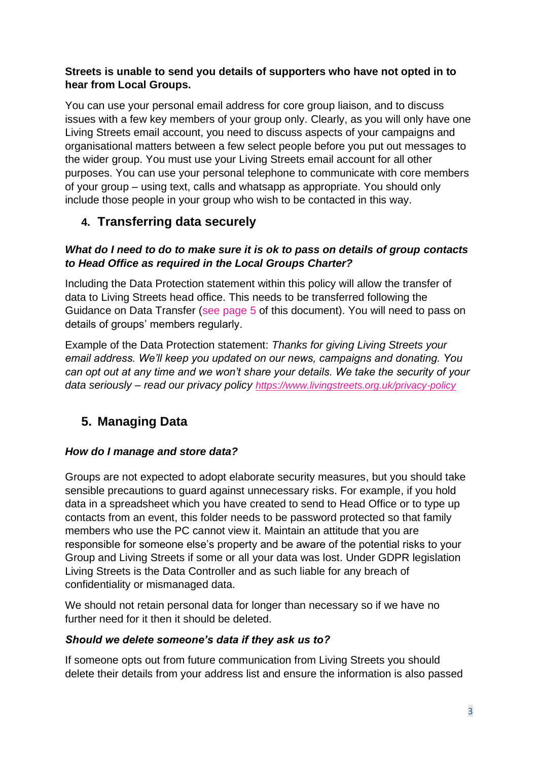**Streets is unable to send you details of supporters who have not opted in to hear from Local Groups.**

You can use your personal email address for core group liaison, and to discuss issues with a few key members of your group only. Clearly, as you will only have one Living Streets email account, you need to discuss aspects of your campaigns and organisational matters between a few select people before you put out messages to the wider group. You must use your Living Streets email account for all other purposes. You can use your personal telephone to communicate with core members of your group – using text, calls and whatsapp as appropriate. You should only include those people in your group who wish to be contacted in this way.

## 4. Transferring data securely

***What do I need to do to make sure it is ok to pass on details of group contacts to Head Office as required in the Local Groups Charter?***

Including the Data Protection statement within this policy will allow the transfer of data to Living Streets head office. This needs to be transferred following the Guidance on Data Transfer (see page 5 of this document). You will need to pass on details of groups' members regularly.

Example of the Data Protection statement: *Thanks for giving Living Streets your email address. We'll keep you updated on our news, campaigns and donating. You can opt out at any time and we won't share your details. We take the security of your data seriously – read our privacy policy https://www.livingstreets.org.uk/privacy-policy*

## 5. Managing Data

***How do I manage and store data?***

Groups are not expected to adopt elaborate security measures, but you should take sensible precautions to guard against unnecessary risks. For example, if you hold data in a spreadsheet which you have created to send to Head Office or to type up contacts from an event, this folder needs to be password protected so that family members who use the PC cannot view it. Maintain an attitude that you are responsible for someone else's property and be aware of the potential risks to your Group and Living Streets if some or all your data was lost. Under GDPR legislation Living Streets is the Data Controller and as such liable for any breach of confidentiality or mismanaged data.

We should not retain personal data for longer than necessary so if we have no further need for it then it should be deleted.

***Should we delete someone's data if they ask us to?***

If someone opts out from future communication from Living Streets you should delete their details from your address list and ensure the information is also passed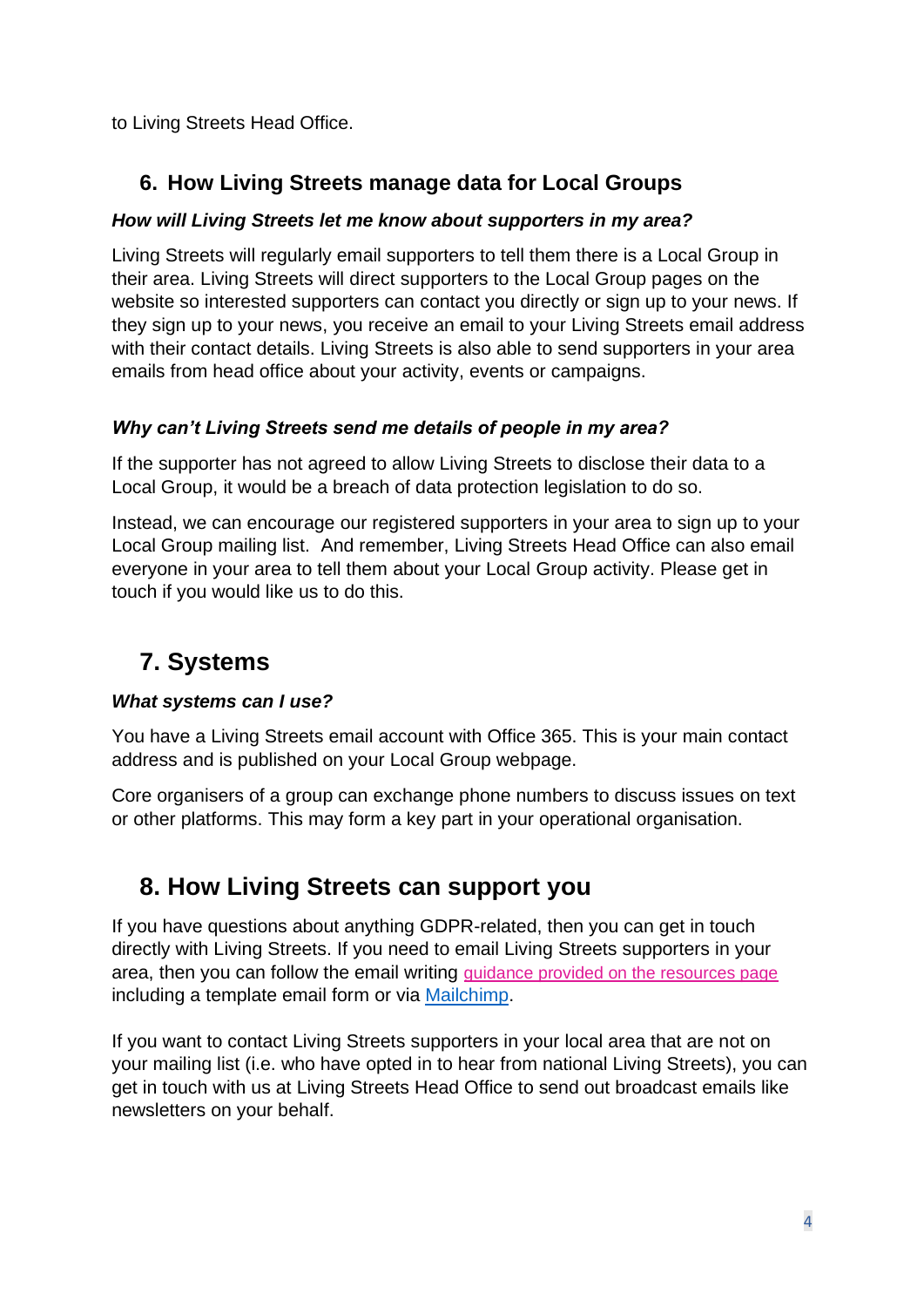to Living Streets Head Office.

## 6. How Living Streets manage data for Local Groups

### *How will Living Streets let me know about supporters in my area?*

Living Streets will regularly email supporters to tell them there is a Local Group in their area. Living Streets will direct supporters to the Local Group pages on the website so interested supporters can contact you directly or sign up to your news. If they sign up to your news, you receive an email to your Living Streets email address with their contact details. Living Streets is also able to send supporters in your area emails from head office about your activity, events or campaigns.

### *Why can't Living Streets send me details of people in my area?*

If the supporter has not agreed to allow Living Streets to disclose their data to a Local Group, it would be a breach of data protection legislation to do so.

Instead, we can encourage our registered supporters in your area to sign up to your Local Group mailing list. And remember, Living Streets Head Office can also email everyone in your area to tell them about your Local Group activity. Please get in touch if you would like us to do this.

## 7. Systems

### *What systems can I use?*

You have a Living Streets email account with Office 365. This is your main contact address and is published on your Local Group webpage.

Core organisers of a group can exchange phone numbers to discuss issues on text or other platforms. This may form a key part in your operational organisation.

## 8. How Living Streets can support you

If you have questions about anything GDPR-related, then you can get in touch directly with Living Streets. If you need to email Living Streets supporters in your area, then you can follow the email writing guidance provided on the resources page including a template email form or via Mailchimp.

If you want to contact Living Streets supporters in your local area that are not on your mailing list (i.e. who have opted in to hear from national Living Streets), you can get in touch with us at Living Streets Head Office to send out broadcast emails like newsletters on your behalf.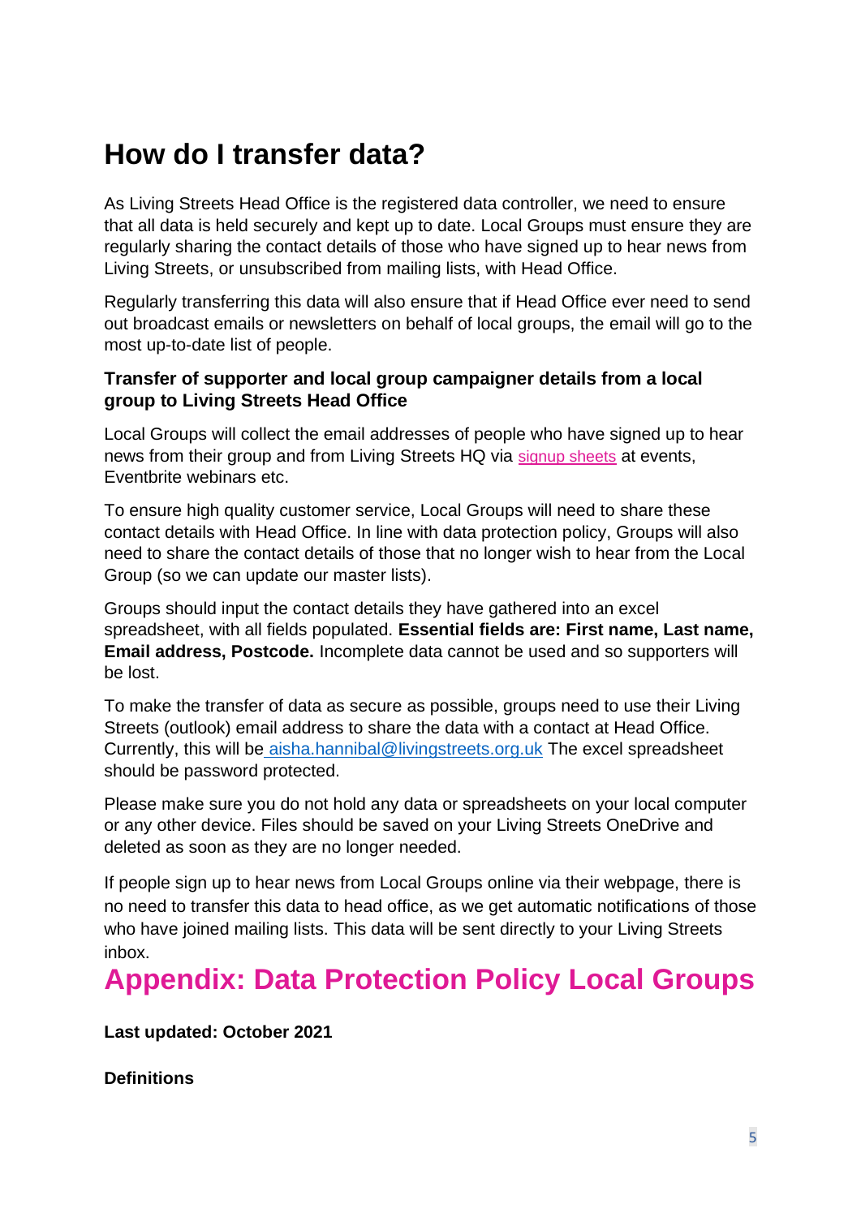## How do I transfer data?

As Living Streets Head Office is the registered data controller, we need to ensure that all data is held securely and kept up to date. Local Groups must ensure they are regularly sharing the contact details of those who have signed up to hear news from Living Streets, or unsubscribed from mailing lists, with Head Office.

Regularly transferring this data will also ensure that if Head Office ever need to send out broadcast emails or newsletters on behalf of local groups, the email will go to the most up-to-date list of people.

### Transfer of supporter and local group campaigner details from a local group to Living Streets Head Office

Local Groups will collect the email addresses of people who have signed up to hear news from their group and from Living Streets HQ via signup sheets at events, Eventbrite webinars etc.

To ensure high quality customer service, Local Groups will need to share these contact details with Head Office. In line with data protection policy, Groups will also need to share the contact details of those that no longer wish to hear from the Local Group (so we can update our master lists).

Groups should input the contact details they have gathered into an excel spreadsheet, with all fields populated. **Essential fields are: First name, Last name, Email address, Postcode.** Incomplete data cannot be used and so supporters will be lost.

To make the transfer of data as secure as possible, groups need to use their Living Streets (outlook) email address to share the data with a contact at Head Office. Currently, this will be aisha.hannibal@livingstreets.org.uk The excel spreadsheet should be password protected.

Please make sure you do not hold any data or spreadsheets on your local computer or any other device. Files should be saved on your Living Streets OneDrive and deleted as soon as they are no longer needed.

If people sign up to hear news from Local Groups online via their webpage, there is no need to transfer this data to head office, as we get automatic notifications of those who have joined mailing lists. This data will be sent directly to your Living Streets inbox.

## Appendix: Data Protection Policy Local Groups

**Last updated: October 2021**

**Definitions**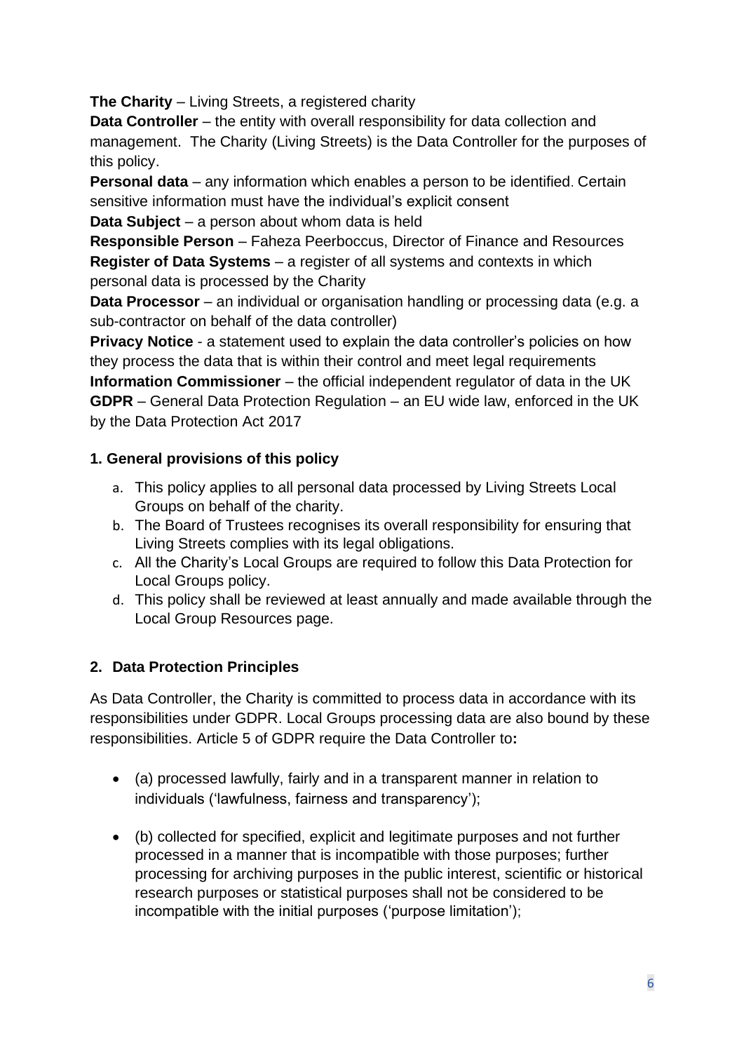**The Charity** – Living Streets, a registered charity
**Data Controller** – the entity with overall responsibility for data collection and management. The Charity (Living Streets) is the Data Controller for the purposes of this policy.
**Personal data** – any information which enables a person to be identified. Certain sensitive information must have the individual's explicit consent
**Data Subject** – a person about whom data is held
**Responsible Person** – Faheza Peerboccus, Director of Finance and Resources
**Register of Data Systems** – a register of all systems and contexts in which personal data is processed by the Charity
**Data Processor** – an individual or organisation handling or processing data (e.g. a sub-contractor on behalf of the data controller)
**Privacy Notice** - a statement used to explain the data controller's policies on how they process the data that is within their control and meet legal requirements
**Information Commissioner** – the official independent regulator of data in the UK
**GDPR** – General Data Protection Regulation – an EU wide law, enforced in the UK by the Data Protection Act 2017

## 1. General provisions of this policy

a. This policy applies to all personal data processed by Living Streets Local Groups on behalf of the charity.
b. The Board of Trustees recognises its overall responsibility for ensuring that Living Streets complies with its legal obligations.
c. All the Charity's Local Groups are required to follow this Data Protection for Local Groups policy.
d. This policy shall be reviewed at least annually and made available through the Local Group Resources page.

## 2. Data Protection Principles

As Data Controller, the Charity is committed to process data in accordance with its responsibilities under GDPR. Local Groups processing data are also bound by these responsibilities. Article 5 of GDPR require the Data Controller to**:**

- (a) processed lawfully, fairly and in a transparent manner in relation to individuals ('lawfulness, fairness and transparency');

- (b) collected for specified, explicit and legitimate purposes and not further processed in a manner that is incompatible with those purposes; further processing for archiving purposes in the public interest, scientific or historical research purposes or statistical purposes shall not be considered to be incompatible with the initial purposes ('purpose limitation');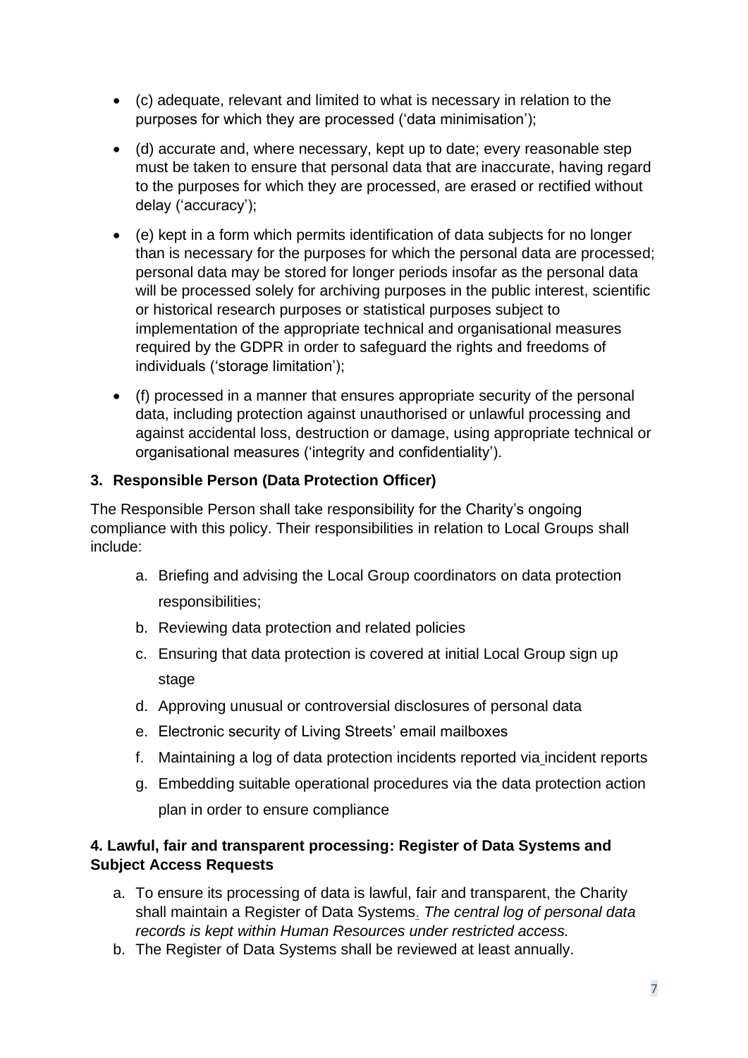- (c) adequate, relevant and limited to what is necessary in relation to the purposes for which they are processed ('data minimisation');
- (d) accurate and, where necessary, kept up to date; every reasonable step must be taken to ensure that personal data that are inaccurate, having regard to the purposes for which they are processed, are erased or rectified without delay ('accuracy');
- (e) kept in a form which permits identification of data subjects for no longer than is necessary for the purposes for which the personal data are processed; personal data may be stored for longer periods insofar as the personal data will be processed solely for archiving purposes in the public interest, scientific or historical research purposes or statistical purposes subject to implementation of the appropriate technical and organisational measures required by the GDPR in order to safeguard the rights and freedoms of individuals ('storage limitation');
- (f) processed in a manner that ensures appropriate security of the personal data, including protection against unauthorised or unlawful processing and against accidental loss, destruction or damage, using appropriate technical or organisational measures ('integrity and confidentiality').

### 3. Responsible Person (Data Protection Officer)

The Responsible Person shall take responsibility for the Charity's ongoing compliance with this policy. Their responsibilities in relation to Local Groups shall include:

a. Briefing and advising the Local Group coordinators on data protection responsibilities;
b. Reviewing data protection and related policies
c. Ensuring that data protection is covered at initial Local Group sign up stage
d. Approving unusual or controversial disclosures of personal data
e. Electronic security of Living Streets' email mailboxes
f. Maintaining a log of data protection incidents reported via incident reports
g. Embedding suitable operational procedures via the data protection action plan in order to ensure compliance

### 4. Lawful, fair and transparent processing: Register of Data Systems and Subject Access Requests

a. To ensure its processing of data is lawful, fair and transparent, the Charity shall maintain a Register of Data Systems. *The central log of personal data records is kept within Human Resources under restricted access.*
b. The Register of Data Systems shall be reviewed at least annually.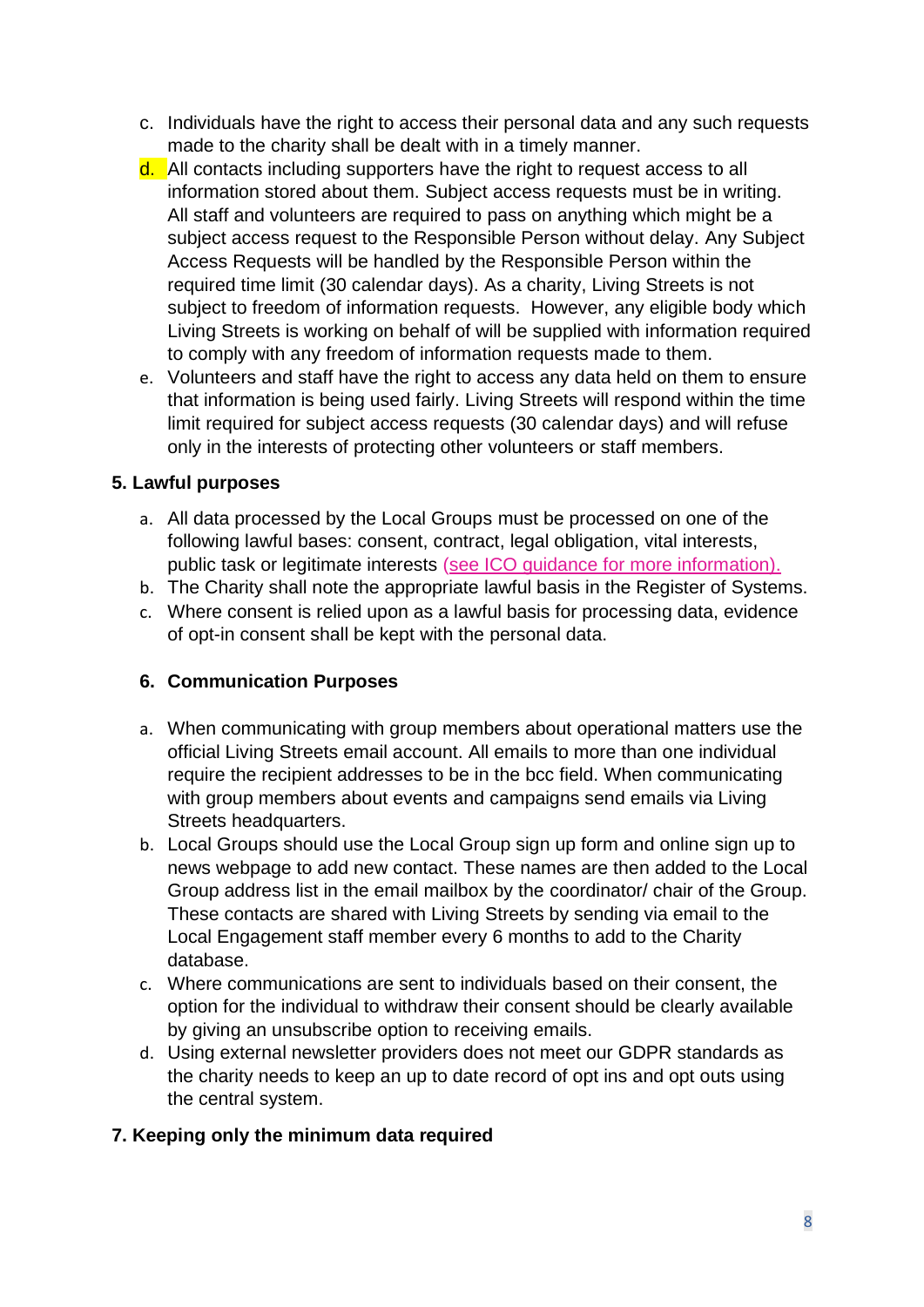c. Individuals have the right to access their personal data and any such requests made to the charity shall be dealt with in a timely manner.

d. All contacts including supporters have the right to request access to all information stored about them. Subject access requests must be in writing. All staff and volunteers are required to pass on anything which might be a subject access request to the Responsible Person without delay. Any Subject Access Requests will be handled by the Responsible Person within the required time limit (30 calendar days). As a charity, Living Streets is not subject to freedom of information requests. However, any eligible body which Living Streets is working on behalf of will be supplied with information required to comply with any freedom of information requests made to them.

e. Volunteers and staff have the right to access any data held on them to ensure that information is being used fairly. Living Streets will respond within the time limit required for subject access requests (30 calendar days) and will refuse only in the interests of protecting other volunteers or staff members.

**5. Lawful purposes**

a. All data processed by the Local Groups must be processed on one of the following lawful bases: consent, contract, legal obligation, vital interests, public task or legitimate interests (see ICO guidance for more information).

b. The Charity shall note the appropriate lawful basis in the Register of Systems.

c. Where consent is relied upon as a lawful basis for processing data, evidence of opt-in consent shall be kept with the personal data.

**6. Communication Purposes**

a. When communicating with group members about operational matters use the official Living Streets email account. All emails to more than one individual require the recipient addresses to be in the bcc field. When communicating with group members about events and campaigns send emails via Living Streets headquarters.

b. Local Groups should use the Local Group sign up form and online sign up to news webpage to add new contact. These names are then added to the Local Group address list in the email mailbox by the coordinator/ chair of the Group. These contacts are shared with Living Streets by sending via email to the Local Engagement staff member every 6 months to add to the Charity database.

c. Where communications are sent to individuals based on their consent, the option for the individual to withdraw their consent should be clearly available by giving an unsubscribe option to receiving emails.

d. Using external newsletter providers does not meet our GDPR standards as the charity needs to keep an up to date record of opt ins and opt outs using the central system.

**7. Keeping only the minimum data required**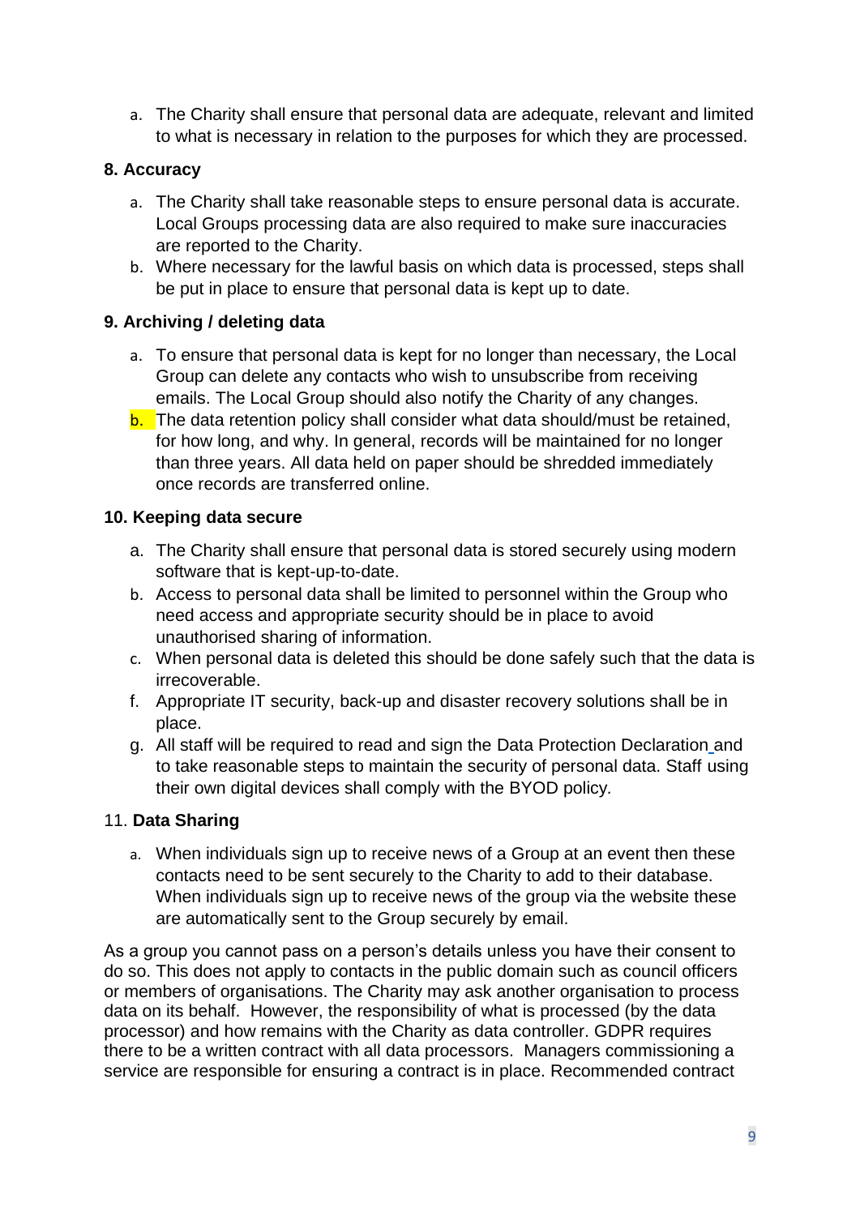a. The Charity shall ensure that personal data are adequate, relevant and limited to what is necessary in relation to the purposes for which they are processed.

**8. Accuracy**

a. The Charity shall take reasonable steps to ensure personal data is accurate. Local Groups processing data are also required to make sure inaccuracies are reported to the Charity.
b. Where necessary for the lawful basis on which data is processed, steps shall be put in place to ensure that personal data is kept up to date.

**9. Archiving / deleting data**

a. To ensure that personal data is kept for no longer than necessary, the Local Group can delete any contacts who wish to unsubscribe from receiving emails. The Local Group should also notify the Charity of any changes.
b. The data retention policy shall consider what data should/must be retained, for how long, and why. In general, records will be maintained for no longer than three years. All data held on paper should be shredded immediately once records are transferred online.

**10. Keeping data secure**

a. The Charity shall ensure that personal data is stored securely using modern software that is kept-up-to-date.
b. Access to personal data shall be limited to personnel within the Group who need access and appropriate security should be in place to avoid unauthorised sharing of information.
c. When personal data is deleted this should be done safely such that the data is irrecoverable.
f. Appropriate IT security, back-up and disaster recovery solutions shall be in place.
g. All staff will be required to read and sign the Data Protection Declaration and to take reasonable steps to maintain the security of personal data. Staff using their own digital devices shall comply with the BYOD policy.

11. **Data Sharing**

a. When individuals sign up to receive news of a Group at an event then these contacts need to be sent securely to the Charity to add to their database. When individuals sign up to receive news of the group via the website these are automatically sent to the Group securely by email.

As a group you cannot pass on a person's details unless you have their consent to do so. This does not apply to contacts in the public domain such as council officers or members of organisations. The Charity may ask another organisation to process data on its behalf. However, the responsibility of what is processed (by the data processor) and how remains with the Charity as data controller. GDPR requires there to be a written contract with all data processors. Managers commissioning a service are responsible for ensuring a contract is in place. Recommended contract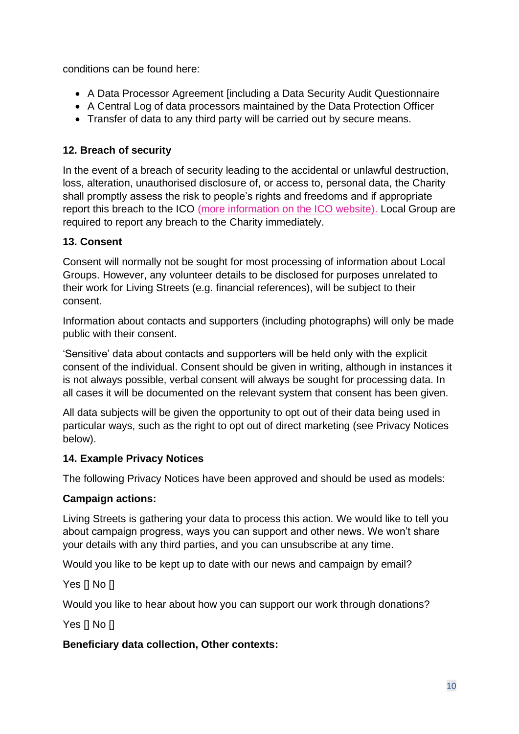conditions can be found here:

- A Data Processor Agreement [including a Data Security Audit Questionnaire
- A Central Log of data processors maintained by the Data Protection Officer
- Transfer of data to any third party will be carried out by secure means.

**12. Breach of security**

In the event of a breach of security leading to the accidental or unlawful destruction, loss, alteration, unauthorised disclosure of, or access to, personal data, the Charity shall promptly assess the risk to people's rights and freedoms and if appropriate report this breach to the ICO (more information on the ICO website). Local Group are required to report any breach to the Charity immediately.

**13. Consent**

Consent will normally not be sought for most processing of information about Local Groups. However, any volunteer details to be disclosed for purposes unrelated to their work for Living Streets (e.g. financial references), will be subject to their consent.

Information about contacts and supporters (including photographs) will only be made public with their consent.

'Sensitive' data about contacts and supporters will be held only with the explicit consent of the individual. Consent should be given in writing, although in instances it is not always possible, verbal consent will always be sought for processing data. In all cases it will be documented on the relevant system that consent has been given.

All data subjects will be given the opportunity to opt out of their data being used in particular ways, such as the right to opt out of direct marketing (see Privacy Notices below).

**14. Example Privacy Notices**

The following Privacy Notices have been approved and should be used as models:

**Campaign actions:**

Living Streets is gathering your data to process this action. We would like to tell you about campaign progress, ways you can support and other news. We won't share your details with any third parties, and you can unsubscribe at any time.

Would you like to be kept up to date with our news and campaign by email?

Yes [] No []

Would you like to hear about how you can support our work through donations?

Yes [] No []

**Beneficiary data collection, Other contexts:**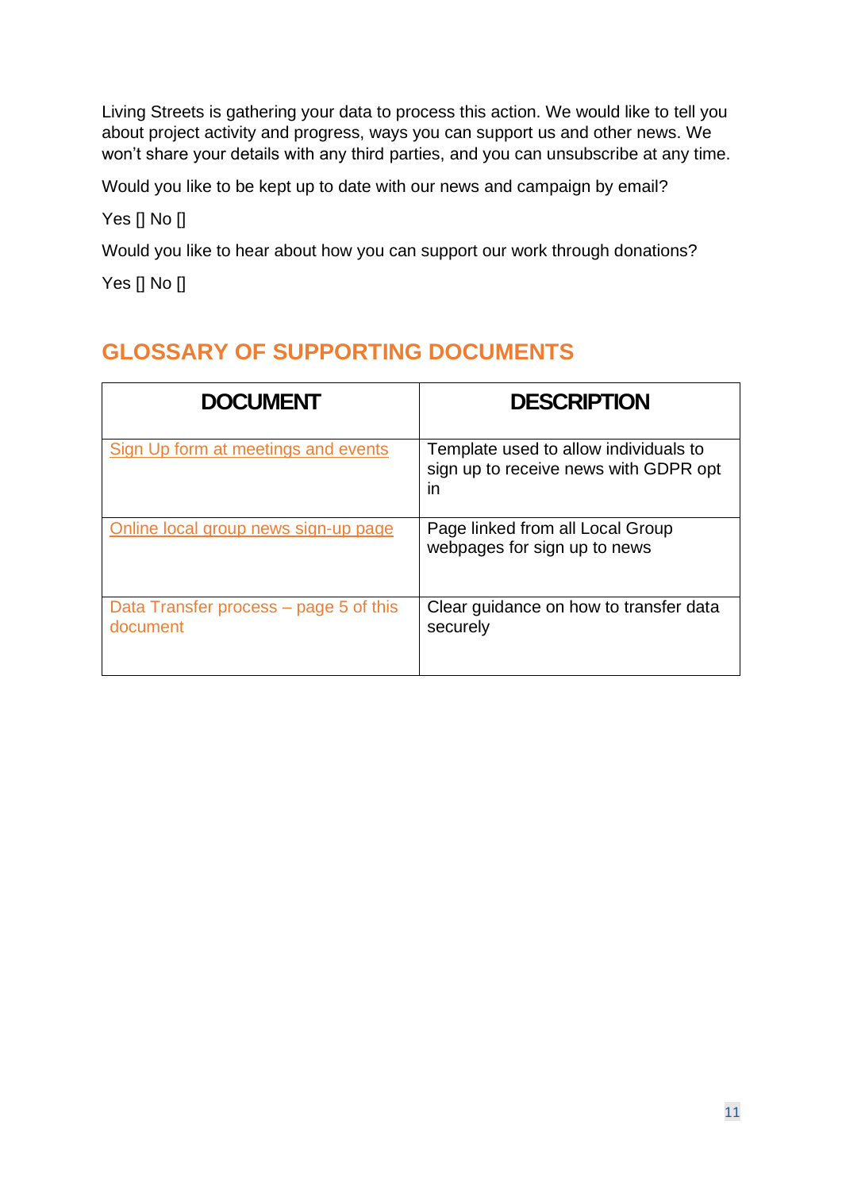Living Streets is gathering your data to process this action. We would like to tell you about project activity and progress, ways you can support us and other news. We won't share your details with any third parties, and you can unsubscribe at any time.

Would you like to be kept up to date with our news and campaign by email?

Yes [] No []

Would you like to hear about how you can support our work through donations?

Yes [] No []

## GLOSSARY OF SUPPORTING DOCUMENTS

| DOCUMENT | DESCRIPTION |
|---|---|
| Sign Up form at meetings and events | Template used to allow individuals to sign up to receive news with GDPR opt in |
| Online local group news sign-up page | Page linked from all Local Group webpages for sign up to news |
| Data Transfer process – page 5 of this document | Clear guidance on how to transfer data securely |